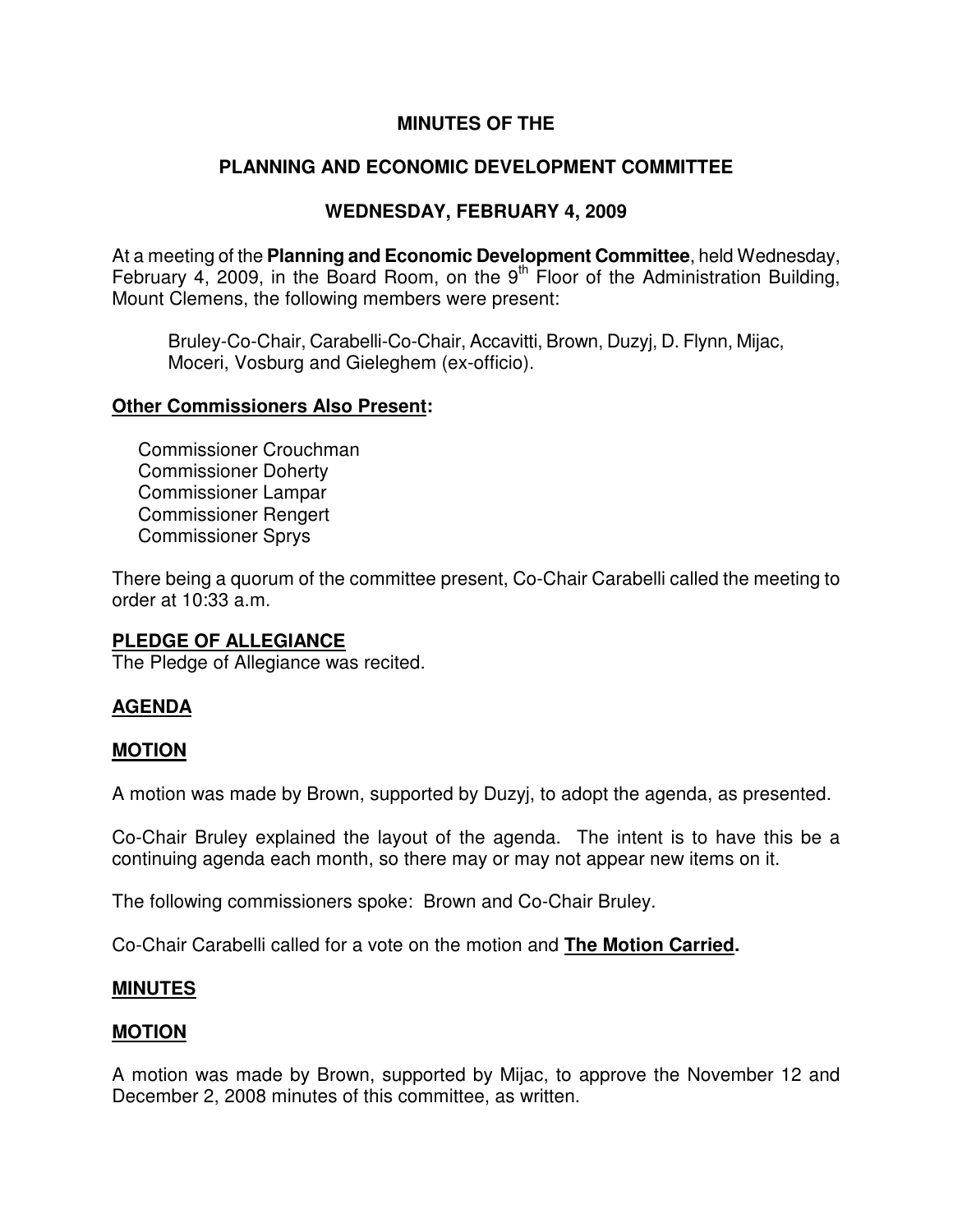# MINUTES OF THE

## PLANNING AND ECONOMIC DEVELOPMENT COMMITTEE

## WEDNESDAY, FEBRUARY 4, 2009

At a meeting of the **Planning and Economic Development Committee**, held Wednesday, February 4, 2009, in the Board Room, on the 9th Floor of the Administration Building, Mount Clemens, the following members were present:

Bruley-Co-Chair, Carabelli-Co-Chair, Accavitti, Brown, Duzyj, D. Flynn, Mijac, Moceri, Vosburg and Gieleghem (ex-officio).

**Other Commissioners Also Present:**

Commissioner Crouchman
Commissioner Doherty
Commissioner Lampar
Commissioner Rengert
Commissioner Sprys

There being a quorum of the committee present, Co-Chair Carabelli called the meeting to order at 10:33 a.m.

**PLEDGE OF ALLEGIANCE**

The Pledge of Allegiance was recited.

**AGENDA**

**MOTION**

A motion was made by Brown, supported by Duzyj, to adopt the agenda, as presented.

Co-Chair Bruley explained the layout of the agenda. The intent is to have this be a continuing agenda each month, so there may or may not appear new items on it.

The following commissioners spoke: Brown and Co-Chair Bruley.

Co-Chair Carabelli called for a vote on the motion and **The Motion Carried.**

**MINUTES**

**MOTION**

A motion was made by Brown, supported by Mijac, to approve the November 12 and December 2, 2008 minutes of this committee, as written.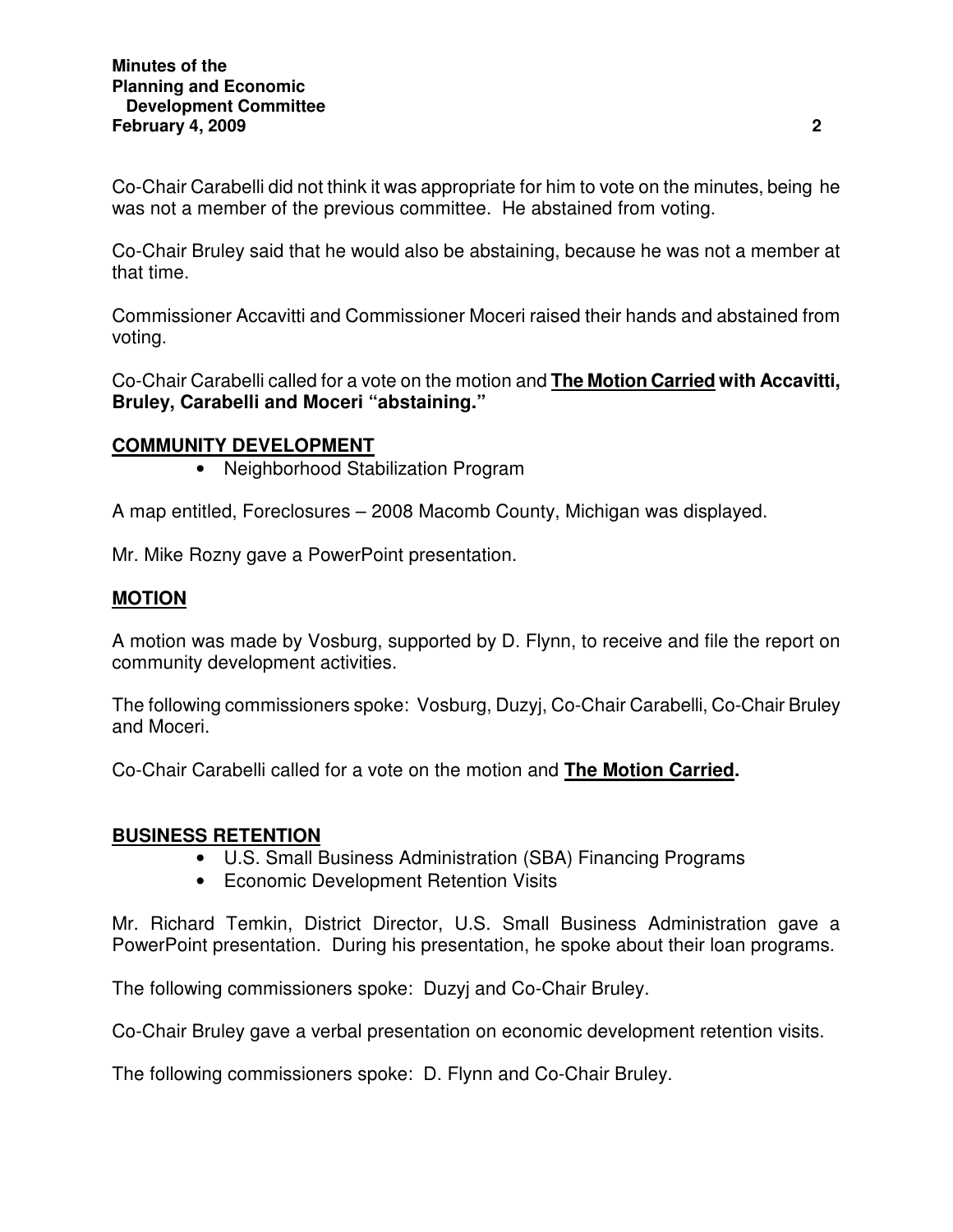Co-Chair Carabelli did not think it was appropriate for him to vote on the minutes, being he was not a member of the previous committee. He abstained from voting.

Co-Chair Bruley said that he would also be abstaining, because he was not a member at that time.

Commissioner Accavitti and Commissioner Moceri raised their hands and abstained from voting.

Co-Chair Carabelli called for a vote on the motion and **The Motion Carried with Accavitti, Bruley, Carabelli and Moceri "abstaining."**

## COMMUNITY DEVELOPMENT

- Neighborhood Stabilization Program

A map entitled, Foreclosures – 2008 Macomb County, Michigan was displayed.

Mr. Mike Rozny gave a PowerPoint presentation.

## MOTION

A motion was made by Vosburg, supported by D. Flynn, to receive and file the report on community development activities.

The following commissioners spoke: Vosburg, Duzyj, Co-Chair Carabelli, Co-Chair Bruley and Moceri.

Co-Chair Carabelli called for a vote on the motion and **The Motion Carried.**

## BUSINESS RETENTION

- U.S. Small Business Administration (SBA) Financing Programs
- Economic Development Retention Visits

Mr. Richard Temkin, District Director, U.S. Small Business Administration gave a PowerPoint presentation. During his presentation, he spoke about their loan programs.

The following commissioners spoke: Duzyj and Co-Chair Bruley.

Co-Chair Bruley gave a verbal presentation on economic development retention visits.

The following commissioners spoke: D. Flynn and Co-Chair Bruley.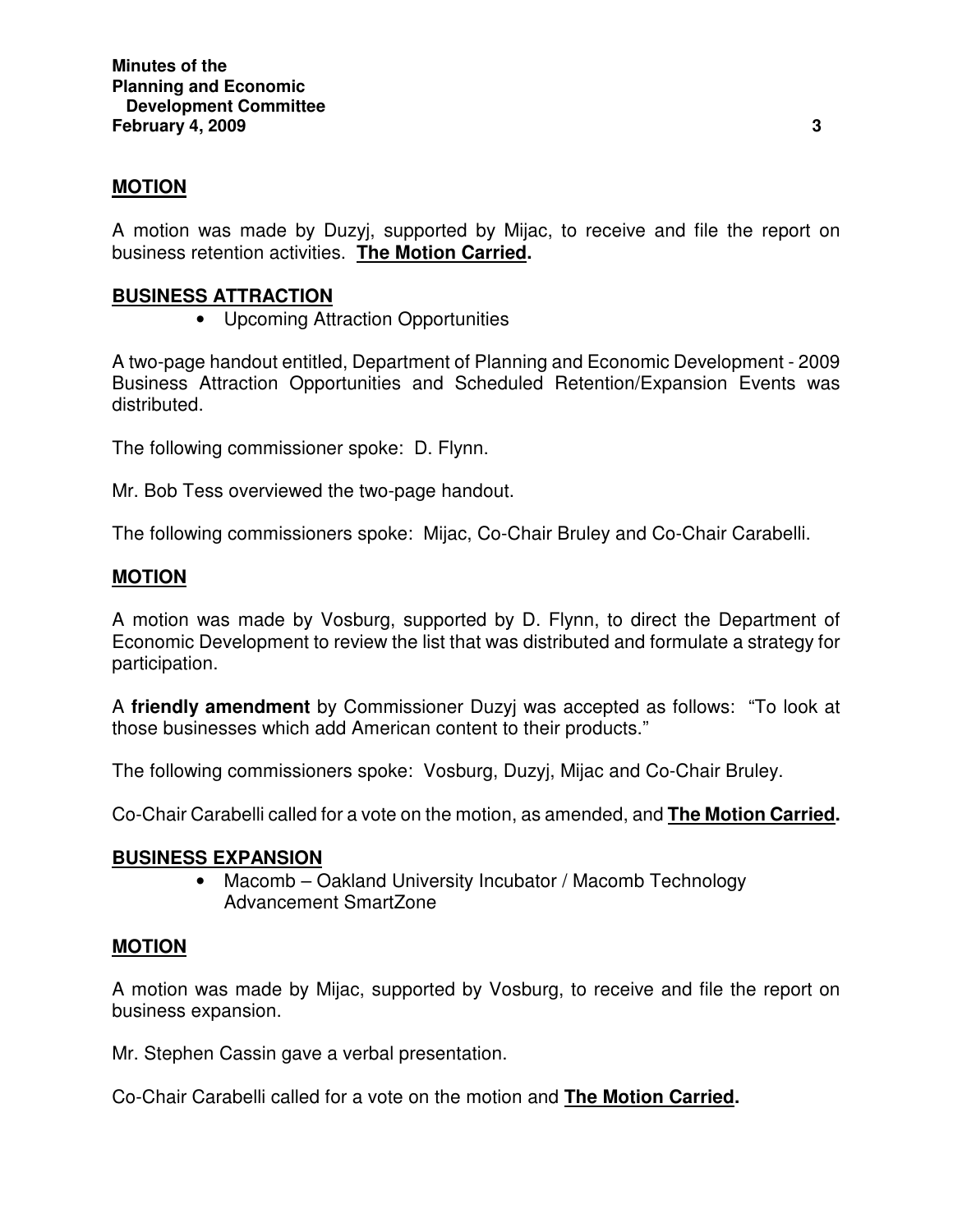**MOTION**

A motion was made by Duzyj, supported by Mijac, to receive and file the report on business retention activities. **The Motion Carried.**

**BUSINESS ATTRACTION**

- Upcoming Attraction Opportunities

A two-page handout entitled, Department of Planning and Economic Development - 2009 Business Attraction Opportunities and Scheduled Retention/Expansion Events was distributed.

The following commissioner spoke: D. Flynn.

Mr. Bob Tess overviewed the two-page handout.

The following commissioners spoke: Mijac, Co-Chair Bruley and Co-Chair Carabelli.

**MOTION**

A motion was made by Vosburg, supported by D. Flynn, to direct the Department of Economic Development to review the list that was distributed and formulate a strategy for participation.

A **friendly amendment** by Commissioner Duzyj was accepted as follows: "To look at those businesses which add American content to their products."

The following commissioners spoke: Vosburg, Duzyj, Mijac and Co-Chair Bruley.

Co-Chair Carabelli called for a vote on the motion, as amended, and **The Motion Carried.**

**BUSINESS EXPANSION**

- Macomb – Oakland University Incubator / Macomb Technology Advancement SmartZone

**MOTION**

A motion was made by Mijac, supported by Vosburg, to receive and file the report on business expansion.

Mr. Stephen Cassin gave a verbal presentation.

Co-Chair Carabelli called for a vote on the motion and **The Motion Carried.**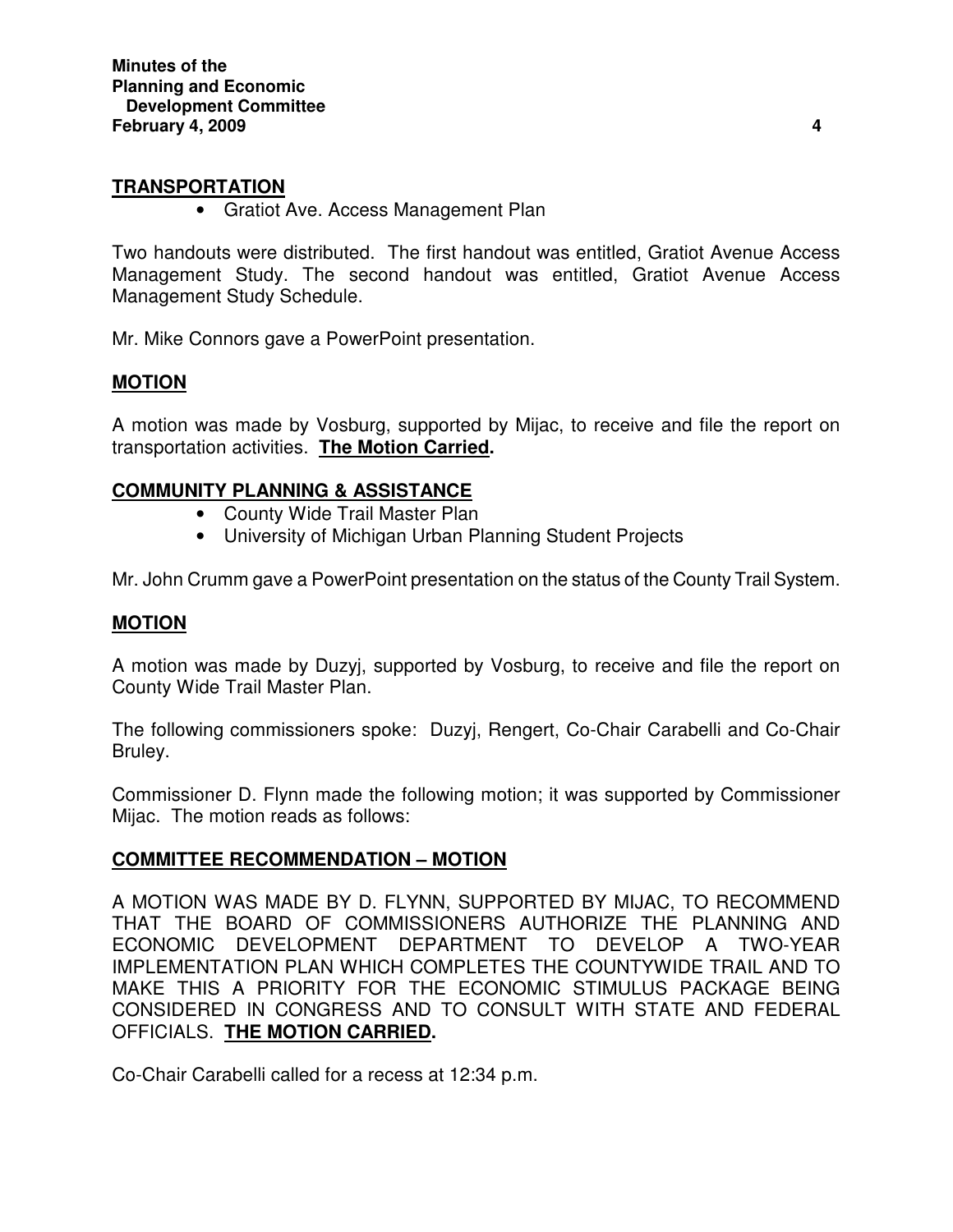## TRANSPORTATION

- Gratiot Ave. Access Management Plan

Two handouts were distributed. The first handout was entitled, Gratiot Avenue Access Management Study. The second handout was entitled, Gratiot Avenue Access Management Study Schedule.

Mr. Mike Connors gave a PowerPoint presentation.

## MOTION

A motion was made by Vosburg, supported by Mijac, to receive and file the report on transportation activities. **The Motion Carried.**

## COMMUNITY PLANNING & ASSISTANCE

- County Wide Trail Master Plan
- University of Michigan Urban Planning Student Projects

Mr. John Crumm gave a PowerPoint presentation on the status of the County Trail System.

## MOTION

A motion was made by Duzyj, supported by Vosburg, to receive and file the report on County Wide Trail Master Plan.

The following commissioners spoke: Duzyj, Rengert, Co-Chair Carabelli and Co-Chair Bruley.

Commissioner D. Flynn made the following motion; it was supported by Commissioner Mijac. The motion reads as follows:

## COMMITTEE RECOMMENDATION – MOTION

A MOTION WAS MADE BY D. FLYNN, SUPPORTED BY MIJAC, TO RECOMMEND THAT THE BOARD OF COMMISSIONERS AUTHORIZE THE PLANNING AND ECONOMIC DEVELOPMENT DEPARTMENT TO DEVELOP A TWO-YEAR IMPLEMENTATION PLAN WHICH COMPLETES THE COUNTYWIDE TRAIL AND TO MAKE THIS A PRIORITY FOR THE ECONOMIC STIMULUS PACKAGE BEING CONSIDERED IN CONGRESS AND TO CONSULT WITH STATE AND FEDERAL OFFICIALS. **THE MOTION CARRIED.**

Co-Chair Carabelli called for a recess at 12:34 p.m.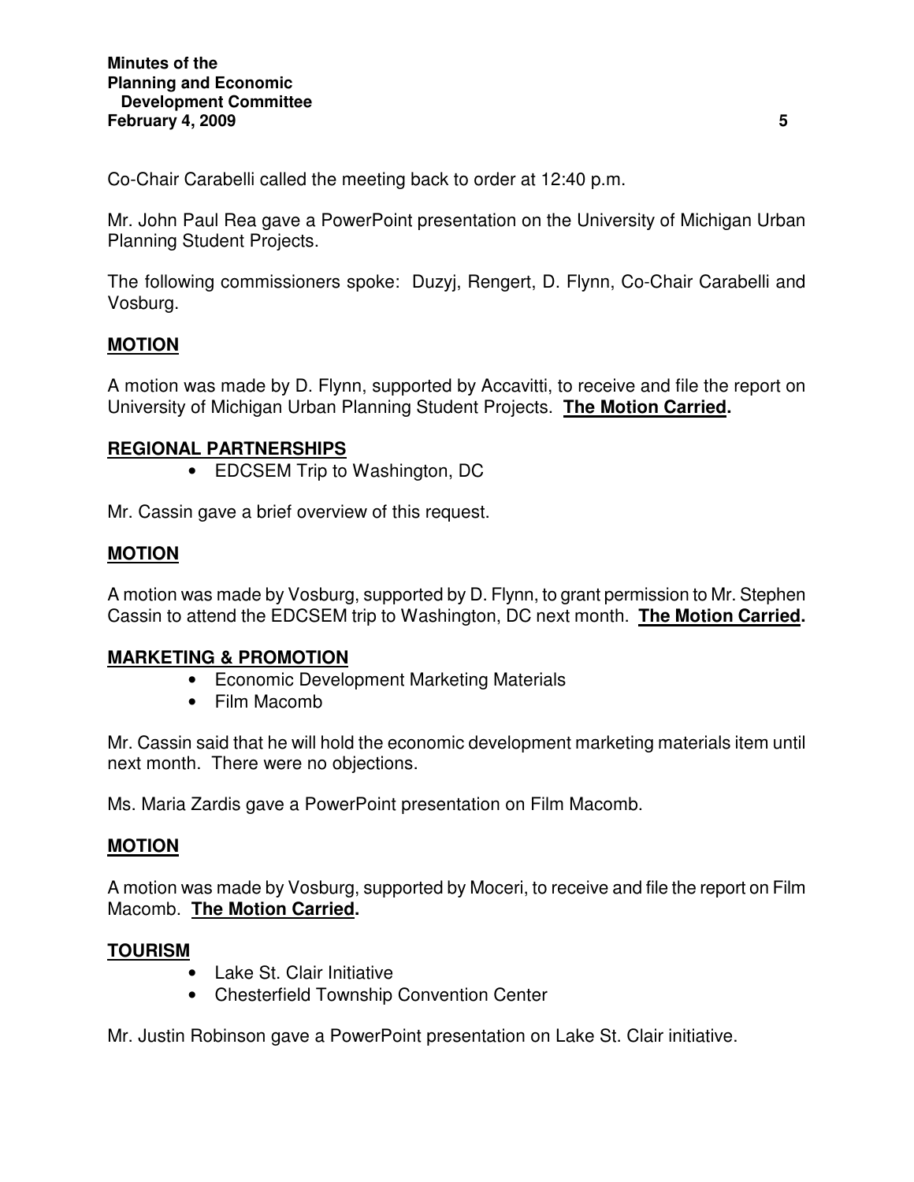Co-Chair Carabelli called the meeting back to order at 12:40 p.m.

Mr. John Paul Rea gave a PowerPoint presentation on the University of Michigan Urban Planning Student Projects.

The following commissioners spoke: Duzyj, Rengert, D. Flynn, Co-Chair Carabelli and Vosburg.

**MOTION**

A motion was made by D. Flynn, supported by Accavitti, to receive and file the report on University of Michigan Urban Planning Student Projects. **The Motion Carried.**

**REGIONAL PARTNERSHIPS**

- EDCSEM Trip to Washington, DC

Mr. Cassin gave a brief overview of this request.

**MOTION**

A motion was made by Vosburg, supported by D. Flynn, to grant permission to Mr. Stephen Cassin to attend the EDCSEM trip to Washington, DC next month. **The Motion Carried.**

**MARKETING & PROMOTION**

- Economic Development Marketing Materials
- Film Macomb

Mr. Cassin said that he will hold the economic development marketing materials item until next month. There were no objections.

Ms. Maria Zardis gave a PowerPoint presentation on Film Macomb.

**MOTION**

A motion was made by Vosburg, supported by Moceri, to receive and file the report on Film Macomb. **The Motion Carried.**

**TOURISM**

- Lake St. Clair Initiative
- Chesterfield Township Convention Center

Mr. Justin Robinson gave a PowerPoint presentation on Lake St. Clair initiative.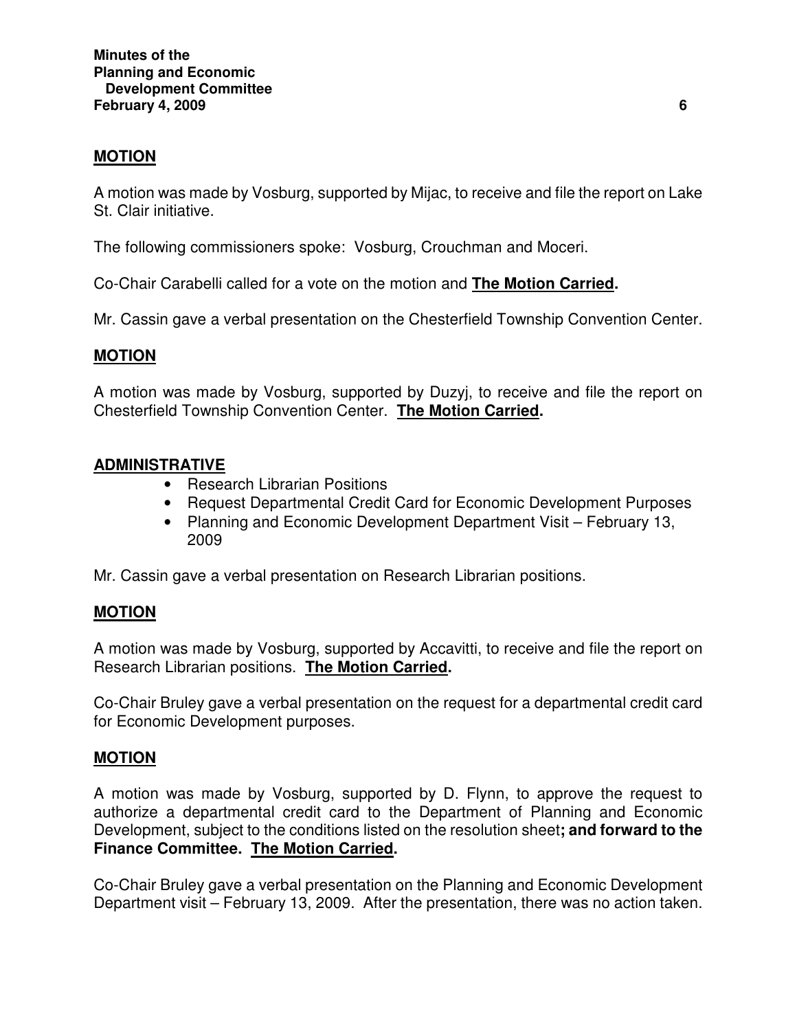**MOTION**

A motion was made by Vosburg, supported by Mijac, to receive and file the report on Lake St. Clair initiative.

The following commissioners spoke: Vosburg, Crouchman and Moceri.

Co-Chair Carabelli called for a vote on the motion and **The Motion Carried.**

Mr. Cassin gave a verbal presentation on the Chesterfield Township Convention Center.

**MOTION**

A motion was made by Vosburg, supported by Duzyj, to receive and file the report on Chesterfield Township Convention Center. **The Motion Carried.**

**ADMINISTRATIVE**

- Research Librarian Positions
- Request Departmental Credit Card for Economic Development Purposes
- Planning and Economic Development Department Visit – February 13, 2009

Mr. Cassin gave a verbal presentation on Research Librarian positions.

**MOTION**

A motion was made by Vosburg, supported by Accavitti, to receive and file the report on Research Librarian positions. **The Motion Carried.**

Co-Chair Bruley gave a verbal presentation on the request for a departmental credit card for Economic Development purposes.

**MOTION**

A motion was made by Vosburg, supported by D. Flynn, to approve the request to authorize a departmental credit card to the Department of Planning and Economic Development, subject to the conditions listed on the resolution sheet**; and forward to the Finance Committee. The Motion Carried.**

Co-Chair Bruley gave a verbal presentation on the Planning and Economic Development Department visit – February 13, 2009. After the presentation, there was no action taken.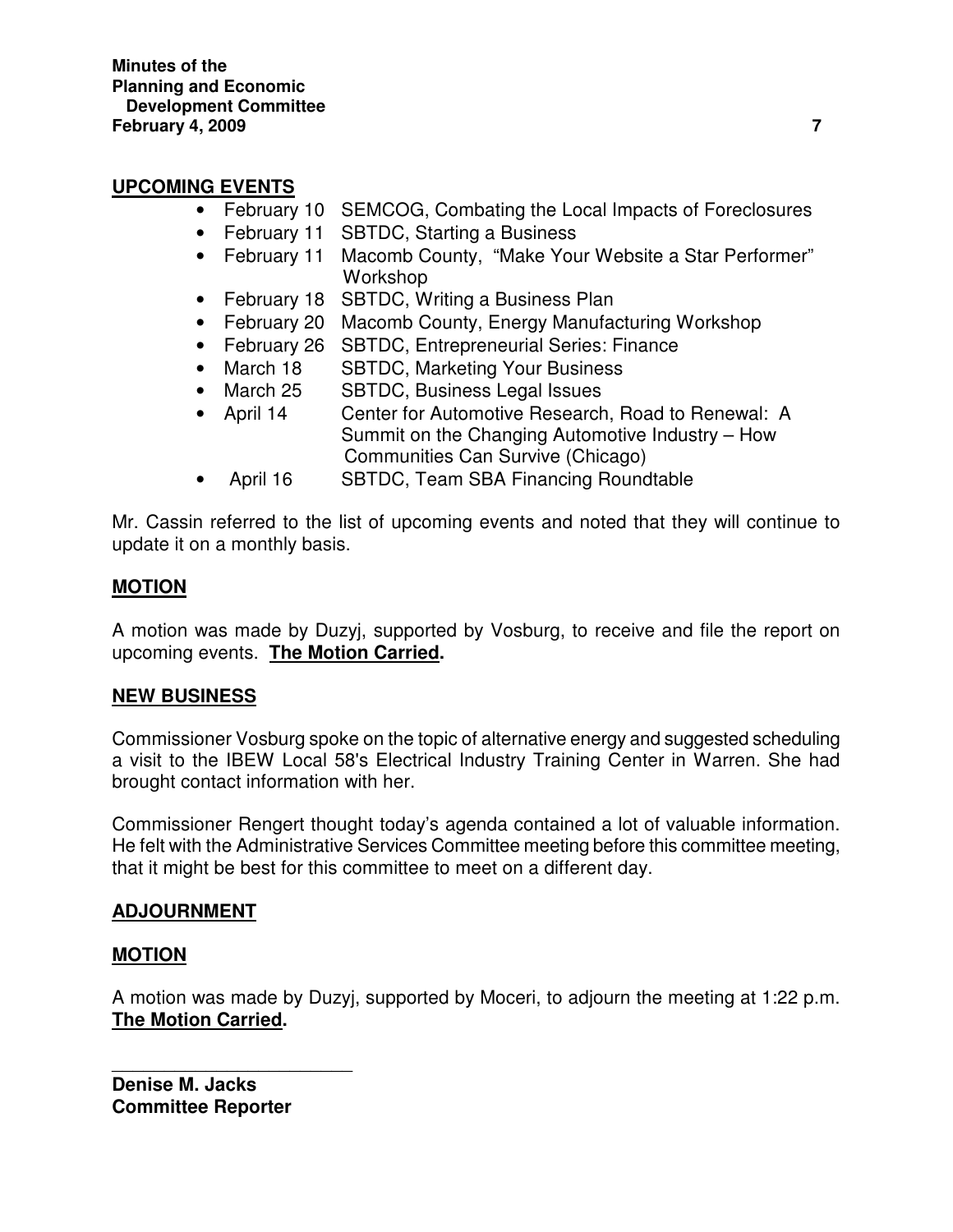**UPCOMING EVENTS**

- February 10 SEMCOG, Combating the Local Impacts of Foreclosures
- February 11 SBTDC, Starting a Business
- February 11 Macomb County, "Make Your Website a Star Performer" Workshop
- February 18 SBTDC, Writing a Business Plan
- February 20 Macomb County, Energy Manufacturing Workshop
- February 26 SBTDC, Entrepreneurial Series: Finance
- March 18 SBTDC, Marketing Your Business
- March 25 SBTDC, Business Legal Issues
- April 14 Center for Automotive Research, Road to Renewal: A Summit on the Changing Automotive Industry – How Communities Can Survive (Chicago)
- April 16 SBTDC, Team SBA Financing Roundtable

Mr. Cassin referred to the list of upcoming events and noted that they will continue to update it on a monthly basis.

**MOTION**

A motion was made by Duzyj, supported by Vosburg, to receive and file the report on upcoming events. **The Motion Carried.**

**NEW BUSINESS**

Commissioner Vosburg spoke on the topic of alternative energy and suggested scheduling a visit to the IBEW Local 58's Electrical Industry Training Center in Warren. She had brought contact information with her.

Commissioner Rengert thought today's agenda contained a lot of valuable information. He felt with the Administrative Services Committee meeting before this committee meeting, that it might be best for this committee to meet on a different day.

**ADJOURNMENT**

**MOTION**

A motion was made by Duzyj, supported by Moceri, to adjourn the meeting at 1:22 p.m. **The Motion Carried.**

\_\_\_\_\_\_\_\_\_\_\_\_\_\_\_\_\_\_\_\_\_\_\_\_\_\_

**Denise M. Jacks**
**Committee Reporter**